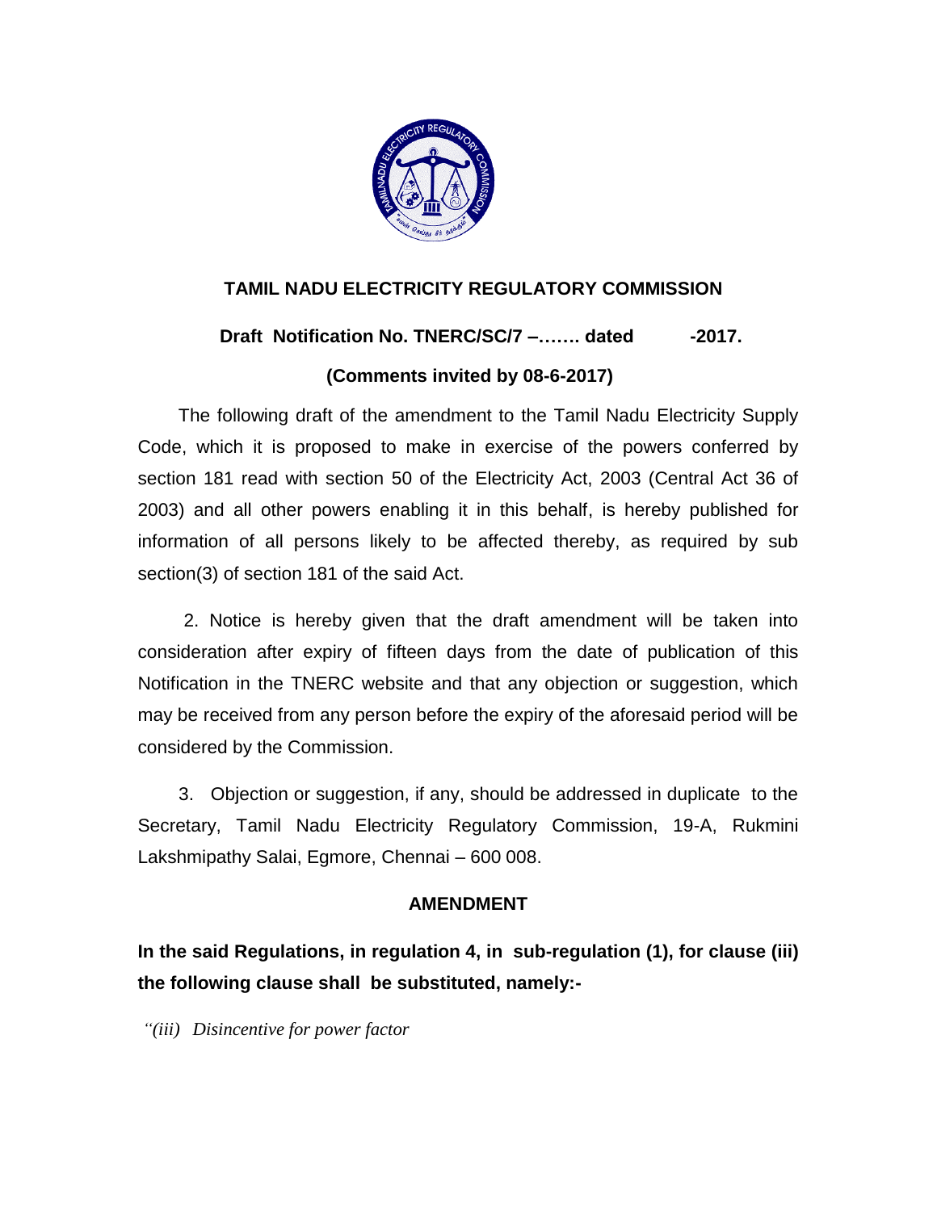## TAMIL NADU ELECTRICITY REGULATORY COMMISSION

**Draft Notification No. TNERC/SC/7 –……. dated -2017.**

**(Comments invited by 08-6-2017)**

The following draft of the amendment to the Tamil Nadu Electricity Supply Code, which it is proposed to make in exercise of the powers conferred by section 181 read with section 50 of the Electricity Act, 2003 (Central Act 36 of 2003) and all other powers enabling it in this behalf, is hereby published for information of all persons likely to be affected thereby, as required by sub section(3) of section 181 of the said Act.

2. Notice is hereby given that the draft amendment will be taken into consideration after expiry of fifteen days from the date of publication of this Notification in the TNERC website and that any objection or suggestion, which may be received from any person before the expiry of the aforesaid period will be considered by the Commission.

3. Objection or suggestion, if any, should be addressed in duplicate to the Secretary, Tamil Nadu Electricity Regulatory Commission, 19-A, Rukmini Lakshmipathy Salai, Egmore, Chennai – 600 008.

### AMENDMENT

**In the said Regulations, in regulation 4, in sub-regulation (1), for clause (iii) the following clause shall be substituted, namely:-**

*"(iii) Disincentive for power factor*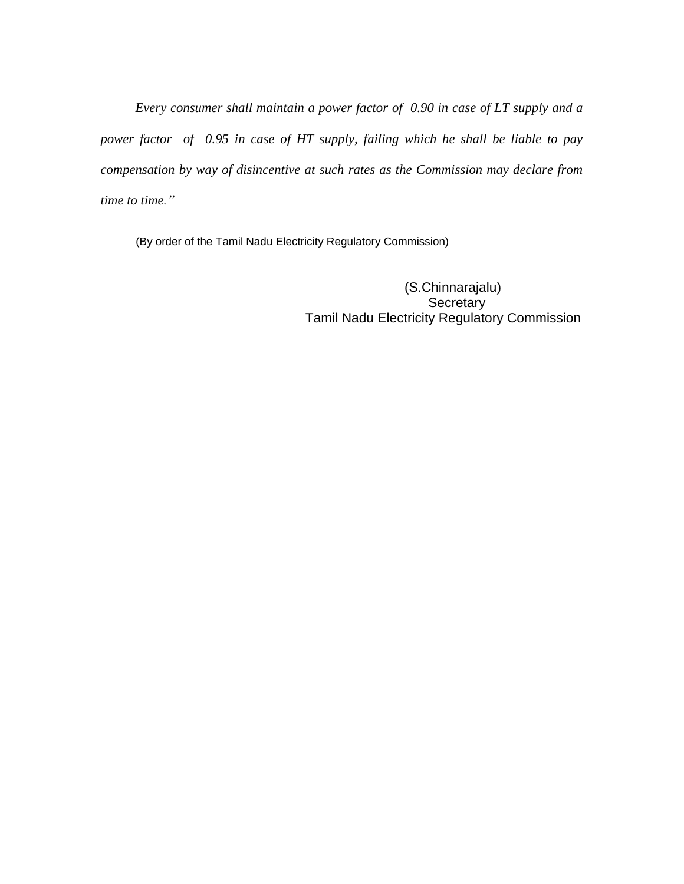*Every consumer shall maintain a power factor of 0.90 in case of LT supply and a power factor of 0.95 in case of HT supply, failing which he shall be liable to pay compensation by way of disincentive at such rates as the Commission may declare from time to time."*

(By order of the Tamil Nadu Electricity Regulatory Commission)

(S.Chinnarajalu)
Secretary
Tamil Nadu Electricity Regulatory Commission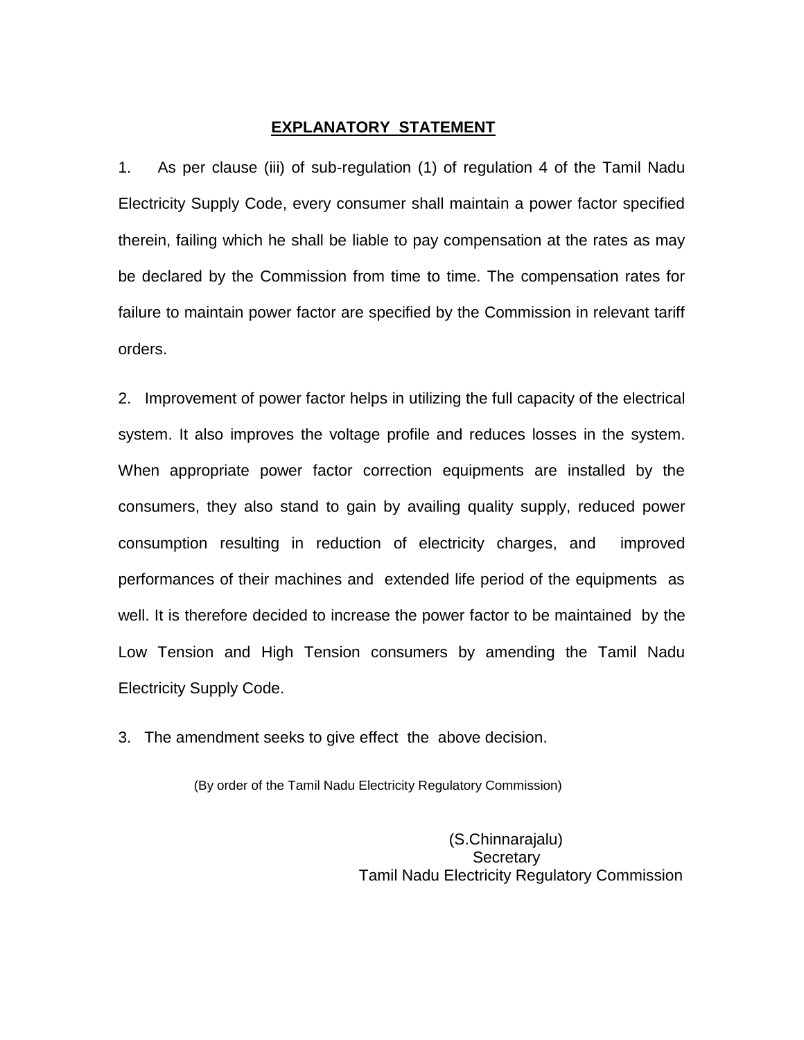## EXPLANATORY STATEMENT

1. As per clause (iii) of sub-regulation (1) of regulation 4 of the Tamil Nadu Electricity Supply Code, every consumer shall maintain a power factor specified therein, failing which he shall be liable to pay compensation at the rates as may be declared by the Commission from time to time. The compensation rates for failure to maintain power factor are specified by the Commission in relevant tariff orders.

2. Improvement of power factor helps in utilizing the full capacity of the electrical system. It also improves the voltage profile and reduces losses in the system. When appropriate power factor correction equipments are installed by the consumers, they also stand to gain by availing quality supply, reduced power consumption resulting in reduction of electricity charges, and improved performances of their machines and extended life period of the equipments as well. It is therefore decided to increase the power factor to be maintained by the Low Tension and High Tension consumers by amending the Tamil Nadu Electricity Supply Code.

3. The amendment seeks to give effect the above decision.

(By order of the Tamil Nadu Electricity Regulatory Commission)

(S.Chinnarajalu)
Secretary
Tamil Nadu Electricity Regulatory Commission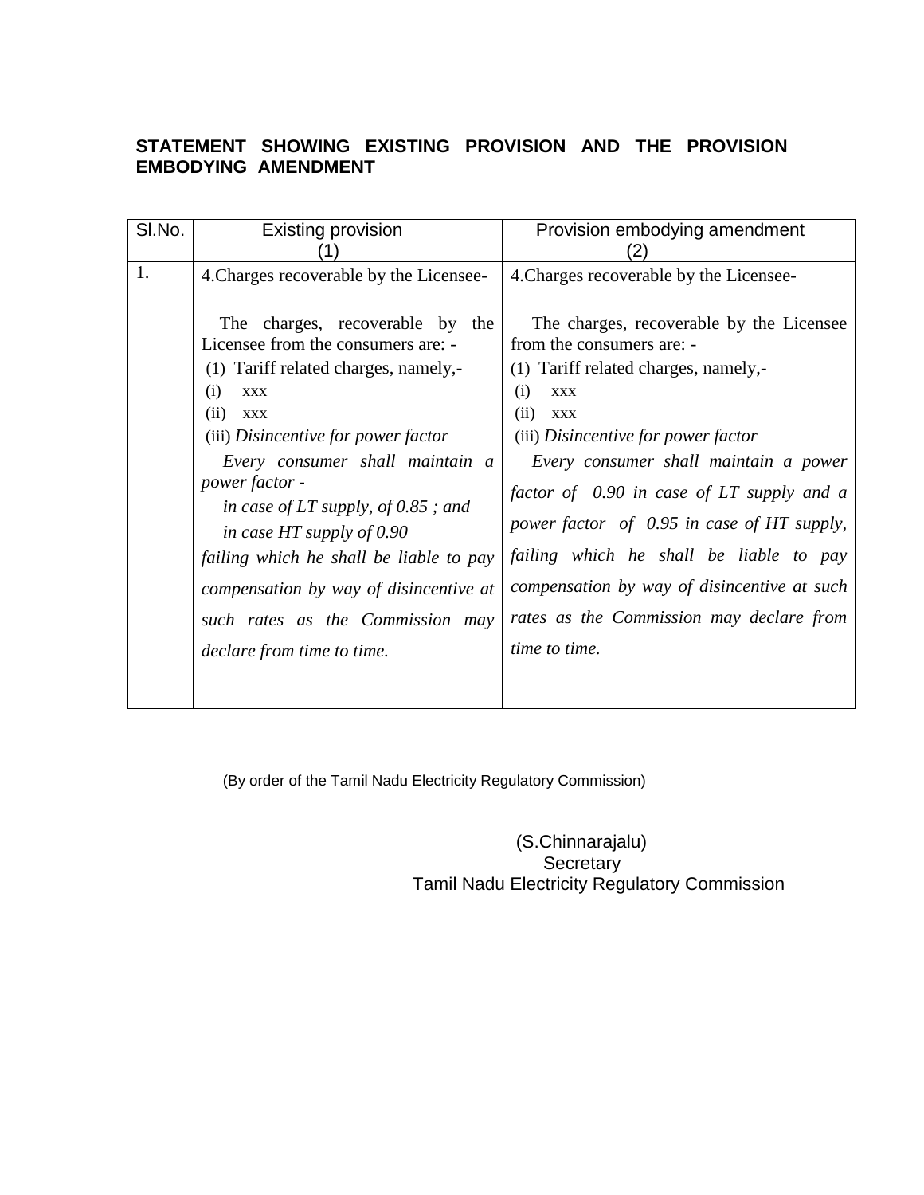**STATEMENT SHOWING EXISTING PROVISION AND THE PROVISION EMBODYING AMENDMENT**

| Sl.No. | Existing provision (1) | Provision embodying amendment (2) |
|---|---|---|
| 1. | 4.Charges recoverable by the Licensee- <br><br> The charges, recoverable by the Licensee from the consumers are: - <br> (1) Tariff related charges, namely,- <br> (i) xxx <br> (ii) xxx <br> (iii) *Disincentive for power factor* <br> *Every consumer shall maintain a power factor -* <br> *in case of LT supply, of 0.85 ; and* <br> *in case HT supply of 0.90* <br> *failing which he shall be liable to pay compensation by way of disincentive at such rates as the Commission may declare from time to time.* | 4.Charges recoverable by the Licensee- <br><br> The charges, recoverable by the Licensee from the consumers are: - <br> (1) Tariff related charges, namely,- <br> (i) xxx <br> (ii) xxx <br> (iii) *Disincentive for power factor* <br> *Every consumer shall maintain a power factor of 0.90 in case of LT supply and a power factor of 0.95 in case of HT supply, failing which he shall be liable to pay compensation by way of disincentive at such rates as the Commission may declare from time to time.* |

(By order of the Tamil Nadu Electricity Regulatory Commission)

(S.Chinnarajalu)
Secretary
Tamil Nadu Electricity Regulatory Commission